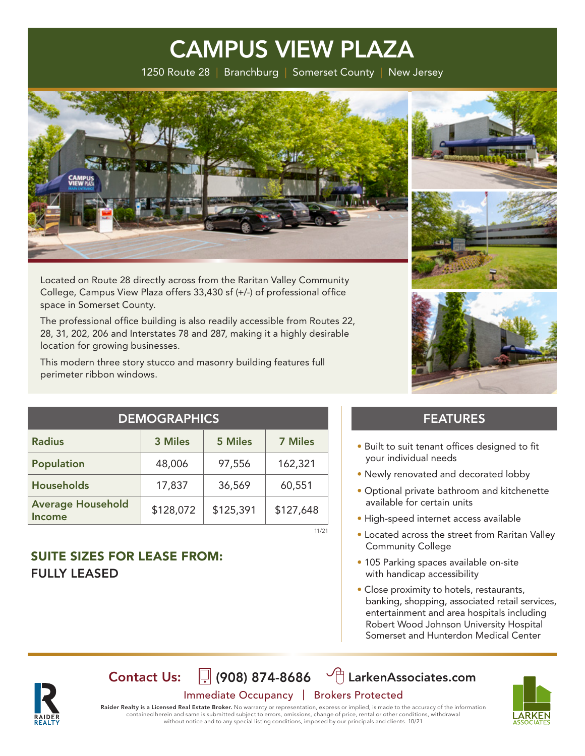# CAMPUS VIEW PLAZA

1250 Route 28 | Branchburg | Somerset County | New Jersey

Located on Route 28 directly across from the Raritan Valley Community College, Campus View Plaza offers 33,430 sf (+/-) of professional office space in Somerset County.

The professional office building is also readily accessible from Routes 22, 28, 31, 202, 206 and Interstates 78 and 287, making it a highly desirable location for growing businesses.

This modern three story stucco and masonry building features full perimeter ribbon windows.

## DEMOGRAPHICS

| Radius | 3 Miles | 5 Miles | 7 Miles |
|---|---|---|---|
| Population | 48,006 | 97,556 | 162,321 |
| Households | 17,837 | 36,569 | 60,551 |
| Average Household Income | $128,072 | $125,391 | $127,648 |

11/21

## SUITE SIZES FOR LEASE FROM:

**FULLY LEASED**

## FEATURES

- Built to suit tenant offices designed to fit your individual needs
- Newly renovated and decorated lobby
- Optional private bathroom and kitchenette available for certain units
- High-speed internet access available
- Located across the street from Raritan Valley Community College
- 105 Parking spaces available on-site with handicap accessibility
- Close proximity to hotels, restaurants, banking, shopping, associated retail services, entertainment and area hospitals including Robert Wood Johnson University Hospital Somerset and Hunterdon Medical Center

**Contact Us:** (908) 874-8686 LarkenAssociates.com

Immediate Occupancy | Brokers Protected

**Raider Realty is a Licensed Real Estate Broker.** No warranty or representation, express or implied, is made to the accuracy of the information contained herein and same is submitted subject to errors, omissions, change of price, rental or other conditions, withdrawal without notice and to any special listing conditions, imposed by our principals and clients. 10/21

RAIDER REALTY

LARKEN ASSOCIATES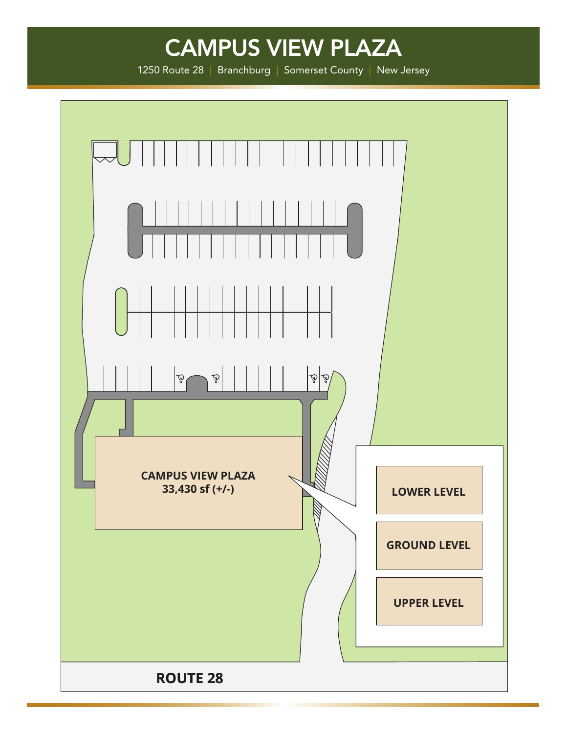# CAMPUS VIEW PLAZA

1250 Route 28 | Branchburg | Somerset County | New Jersey

**CAMPUS VIEW PLAZA**
**33,430 sf (+/-)**

**LOWER LEVEL**

**GROUND LEVEL**

**UPPER LEVEL**

**ROUTE 28**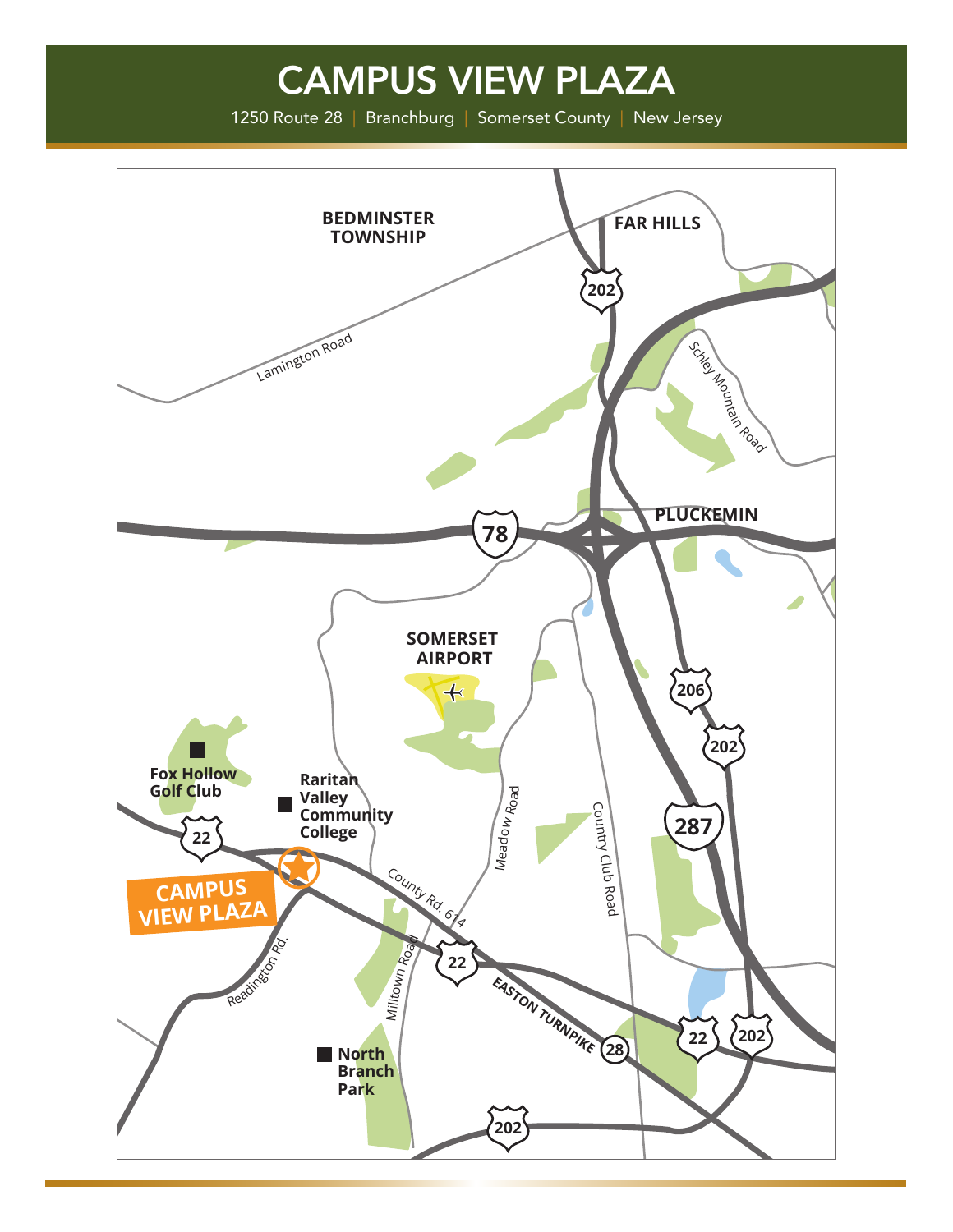# CAMPUS VIEW PLAZA

1250 Route 28 | Branchburg | Somerset County | New Jersey

BEDMINSTER TOWNSHIP

FAR HILLS

202

Lamington Road

Schley Mountain Road

78

PLUCKEMIN

SOMERSET AIRPORT

206

202

Fox Hollow Golf Club

Raritan Valley Community College

Meadow Road

Country Club Road

287

22

CAMPUS VIEW PLAZA

County Rd. 614

Readington Rd.

Miltown Road

22

EASTON TURNPIKE

28

22

202

North Branch Park

202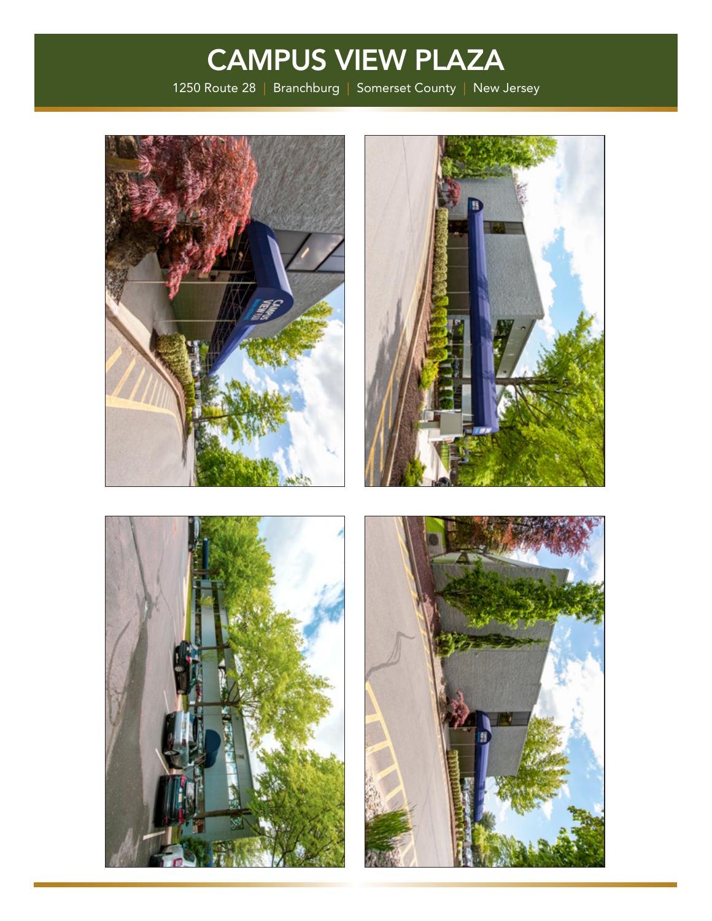# CAMPUS VIEW PLAZA

1250 Route 28 | Branchburg | Somerset County | New Jersey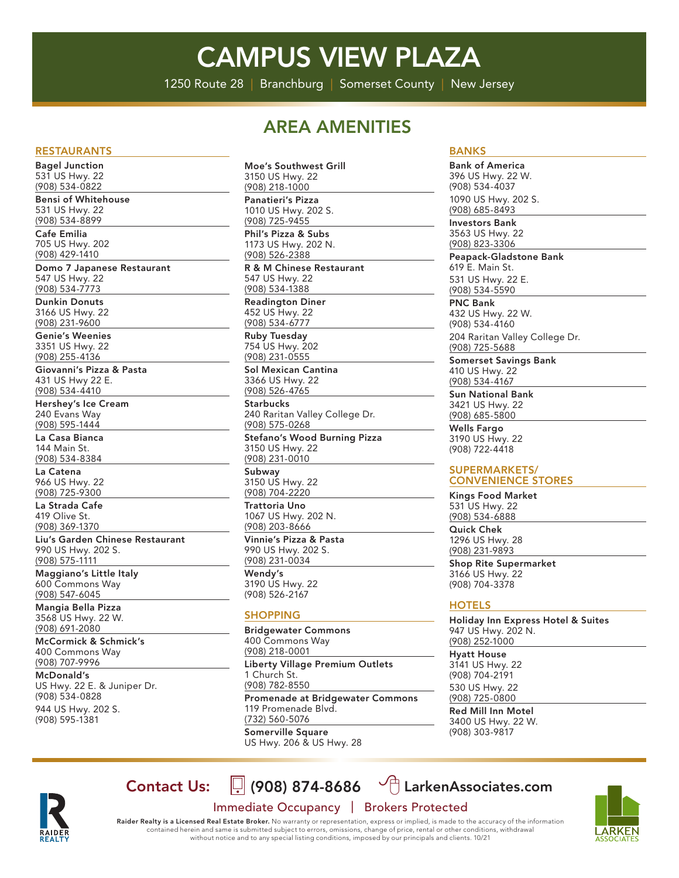# CAMPUS VIEW PLAZA

1250 Route 28 | Branchburg | Somerset County | New Jersey

## AREA AMENITIES

### RESTAURANTS

**Bagel Junction**
531 US Hwy. 22
(908) 534-0822

**Bensi of Whitehouse**
531 US Hwy. 22
(908) 534-8899

**Cafe Emilia**
705 US Hwy. 202
(908) 429-1410

**Domo 7 Japanese Restaurant**
547 US Hwy. 22
(908) 534-7773

**Dunkin Donuts**
3166 US Hwy. 22
(908) 231-9600

**Genie's Weenies**
3351 US Hwy. 22
(908) 255-4136

**Giovanni's Pizza & Pasta**
431 US Hwy 22 E.
(908) 534-4410

**Hershey's Ice Cream**
240 Evans Way
(908) 595-1444

**La Casa Bianca**
144 Main St.
(908) 534-8384

**La Catena**
966 US Hwy. 22
(908) 725-9300

**La Strada Cafe**
419 Olive St.
(908) 369-1370

**Liu's Garden Chinese Restaurant**
990 US Hwy. 202 S.
(908) 575-1111

**Maggiano's Little Italy**
600 Commons Way
(908) 547-6045

**Mangia Bella Pizza**
3568 US Hwy. 22 W.
(908) 691-2080

**McCormick & Schmick's**
400 Commons Way
(908) 707-9996

**McDonald's**
US Hwy. 22 E. & Juniper Dr.
(908) 534-0828
944 US Hwy. 202 S.
(908) 595-1381

**Moe's Southwest Grill**
3150 US Hwy. 22
(908) 218-1000

**Panatieri's Pizza**
1010 US Hwy. 202 S.
(908) 725-9455

**Phil's Pizza & Subs**
1173 US Hwy. 202 N.
(908) 526-2388

**R & M Chinese Restaurant**
547 US Hwy. 22
(908) 534-1388

**Readington Diner**
452 US Hwy. 22
(908) 534-6777

**Ruby Tuesday**
754 US Hwy. 202
(908) 231-0555

**Sol Mexican Cantina**
3366 US Hwy. 22
(908) 526-4765

**Starbucks**
240 Raritan Valley College Dr.
(908) 575-0268

**Stefano's Wood Burning Pizza**
3150 US Hwy. 22
(908) 231-0010

**Subway**
3150 US Hwy. 22
(908) 704-2220

**Trattoria Uno**
1067 US Hwy. 202 N.
(908) 203-8666

**Vinnie's Pizza & Pasta**
990 US Hwy. 202 S.
(908) 231-0034

**Wendy's**
3190 US Hwy. 22
(908) 526-2167

### SHOPPING

**Bridgewater Commons**
400 Commons Way
(908) 218-0001

**Liberty Village Premium Outlets**
1 Church St.
(908) 782-8550

**Promenade at Bridgewater Commons**
119 Promenade Blvd.
(732) 560-5076

**Somerville Square**
US Hwy. 206 & US Hwy. 28

### BANKS

**Bank of America**
396 US Hwy. 22 W.
(908) 534-4037
1090 US Hwy. 202 S.
(908) 685-8493

**Investors Bank**
3563 US Hwy. 22
(908) 823-3306

**Peapack-Gladstone Bank**
619 E. Main St.
531 US Hwy. 22 E.
(908) 534-5590

**PNC Bank**
432 US Hwy. 22 W.
(908) 534-4160
204 Raritan Valley College Dr.
(908) 725-5688

**Somerset Savings Bank**
410 US Hwy. 22
(908) 534-4167

**Sun National Bank**
3421 US Hwy. 22
(908) 685-5800

**Wells Fargo**
3190 US Hwy. 22
(908) 722-4418

### SUPERMARKETS/ CONVENIENCE STORES

**Kings Food Market**
531 US Hwy. 22
(908) 534-6888

**Quick Chek**
1296 US Hwy. 28
(908) 231-9893

**Shop Rite Supermarket**
3166 US Hwy. 22
(908) 704-3378

### HOTELS

**Holiday Inn Express Hotel & Suites**
947 US Hwy. 202 N.
(908) 252-1000

**Hyatt House**
3141 US Hwy. 22
(908) 704-2191
530 US Hwy. 22
(908) 725-0800

**Red Mill Inn Motel**
3400 US Hwy. 22 W.
(908) 303-9817

---

**Contact Us:** (908) 874-8686 LarkenAssociates.com

Immediate Occupancy | Brokers Protected

**Raider Realty is a Licensed Real Estate Broker.** No warranty or representation, express or implied, is made to the accuracy of the information contained herein and same is submitted subject to errors, omissions, change of price, rental or other conditions, withdrawal without notice and to any special listing conditions, imposed by our principals and clients. 10/21

RAIDER REALTY

LARKEN ASSOCIATES